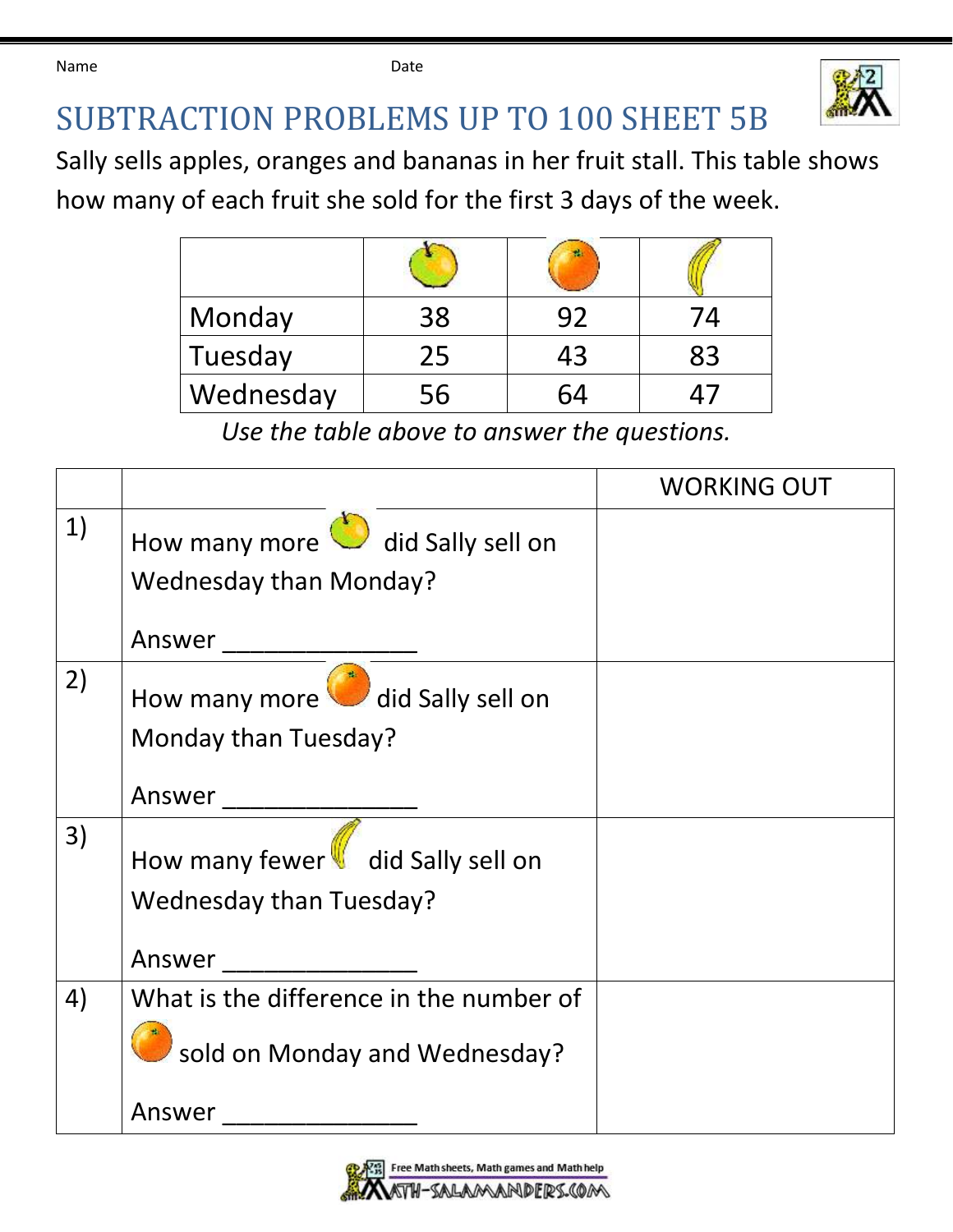Name Date

# SUBTRACTION PROBLEMS UP TO 100 SHEET 5B

Sally sells apples, oranges and bananas in her fruit stall. This table shows how many of each fruit she sold for the first 3 days of the week.

| | apples | oranges | bananas |
|---|---|---|---|
| Monday | 38 | 92 | 74 |
| Tuesday | 25 | 43 | 83 |
| Wednesday | 56 | 64 | 47 |

*Use the table above to answer the questions.*

| | | WORKING OUT |
|---|---|---|
| 1) | How many more apples did Sally sell on Wednesday than Monday?<br><br>Answer _______________ | |
| 2) | How many more oranges did Sally sell on Monday than Tuesday?<br><br>Answer _______________ | |
| 3) | How many fewer bananas did Sally sell on Wednesday than Tuesday?<br><br>Answer _______________ | |
| 4) | What is the difference in the number of oranges sold on Monday and Wednesday?<br><br>Answer _______________ | |

Free Math sheets, Math games and Math help
MATH-SALAMANDERS.COM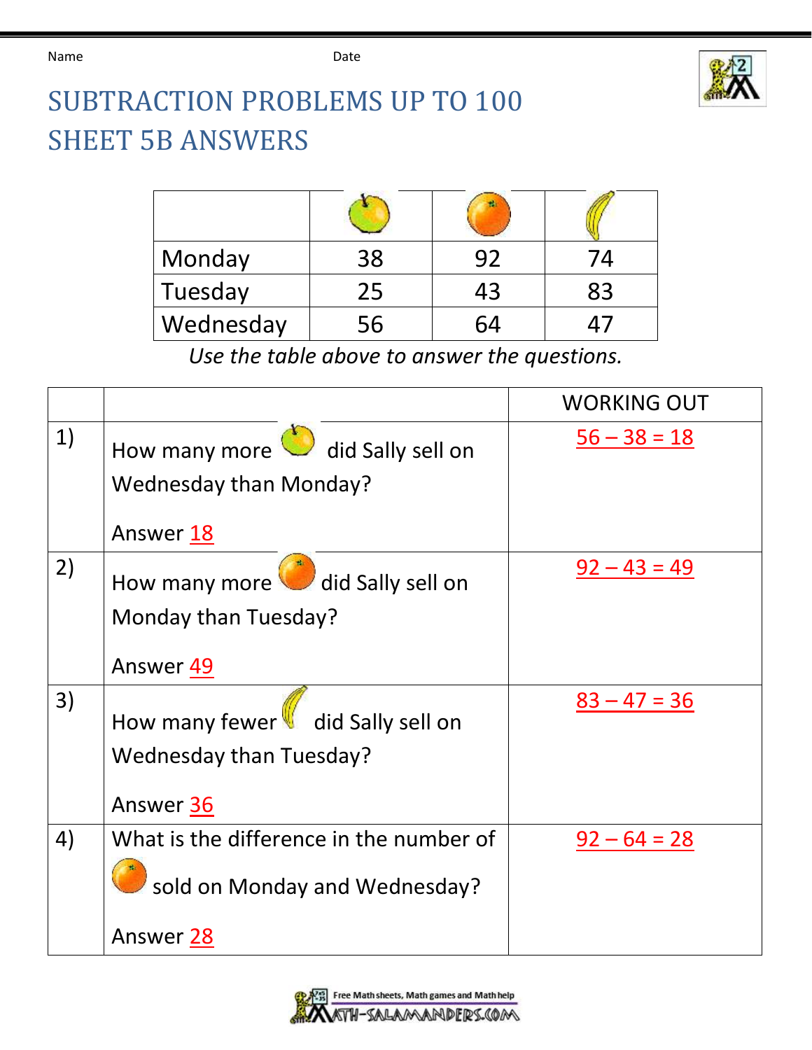Name Date

# SUBTRACTION PROBLEMS UP TO 100 SHEET 5B ANSWERS

| | Apple | Orange | Banana |
|---|---|---|---|
| Monday | 38 | 92 | 74 |
| Tuesday | 25 | 43 | 83 |
| Wednesday | 56 | 64 | 47 |

*Use the table above to answer the questions.*

| | | WORKING OUT |
|---|---|---|
| 1) | How many more apples did Sally sell on Wednesday than Monday?<br><br>Answer 18 | 56 – 38 = 18 |
| 2) | How many more oranges did Sally sell on Monday than Tuesday?<br><br>Answer 49 | 92 – 43 = 49 |
| 3) | How many fewer bananas did Sally sell on Wednesday than Tuesday?<br><br>Answer 36 | 83 – 47 = 36 |
| 4) | What is the difference in the number of oranges sold on Monday and Wednesday?<br><br>Answer 28 | 92 – 64 = 28 |